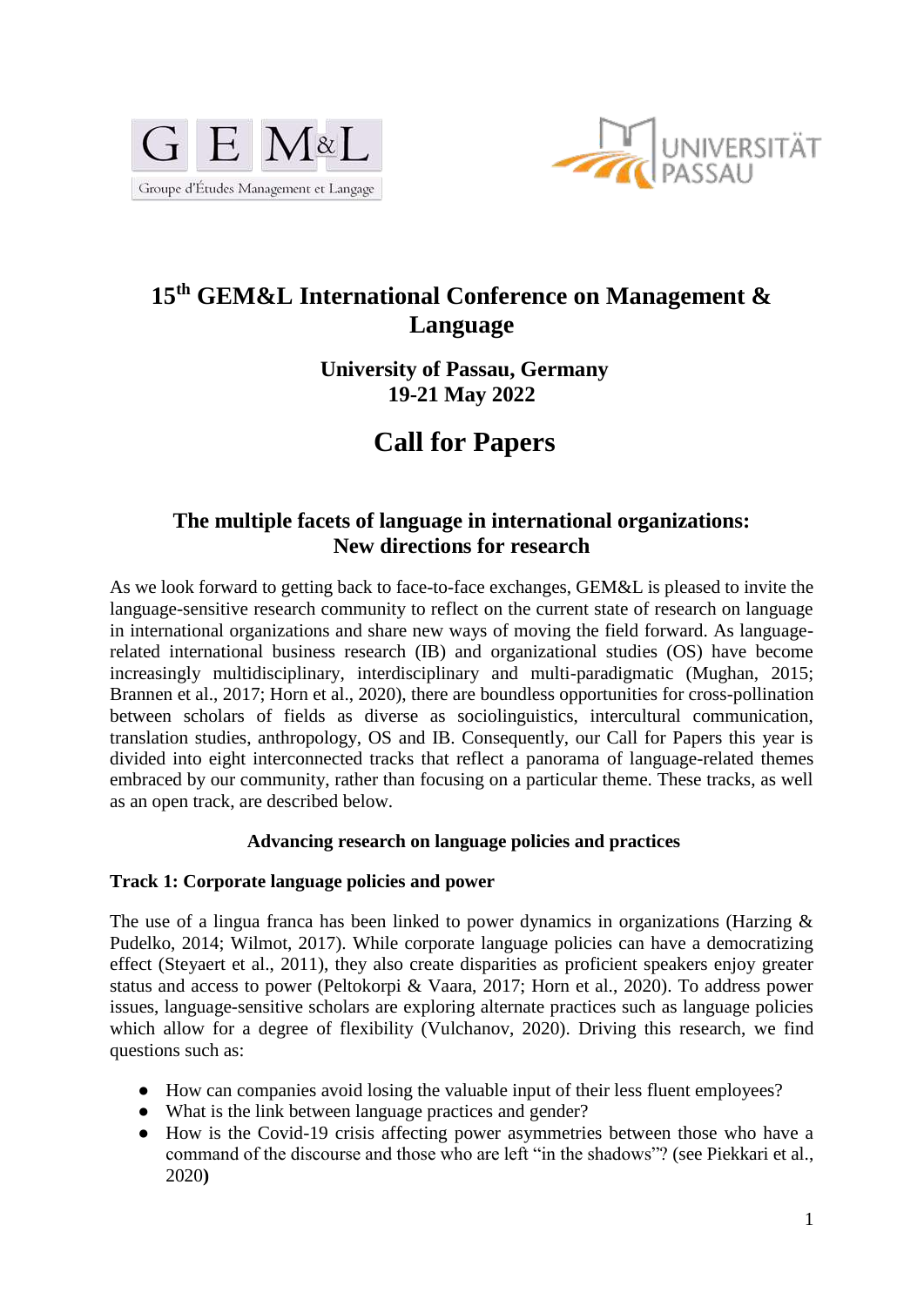# 15th GEM&L International Conference on Management & Language

### University of Passau, Germany
### 19-21 May 2022

## Call for Papers

### The multiple facets of language in international organizations: New directions for research

As we look forward to getting back to face-to-face exchanges, GEM&L is pleased to invite the language-sensitive research community to reflect on the current state of research on language in international organizations and share new ways of moving the field forward. As language-related international business research (IB) and organizational studies (OS) have become increasingly multidisciplinary, interdisciplinary and multi-paradigmatic (Mughan, 2015; Brannen et al., 2017; Horn et al., 2020), there are boundless opportunities for cross-pollination between scholars of fields as diverse as sociolinguistics, intercultural communication, translation studies, anthropology, OS and IB. Consequently, our Call for Papers this year is divided into eight interconnected tracks that reflect a panorama of language-related themes embraced by our community, rather than focusing on a particular theme. These tracks, as well as an open track, are described below.

**Advancing research on language policies and practices**

**Track 1: Corporate language policies and power**

The use of a lingua franca has been linked to power dynamics in organizations (Harzing & Pudelko, 2014; Wilmot, 2017). While corporate language policies can have a democratizing effect (Steyaert et al., 2011), they also create disparities as proficient speakers enjoy greater status and access to power (Peltokorpi & Vaara, 2017; Horn et al., 2020). To address power issues, language-sensitive scholars are exploring alternate practices such as language policies which allow for a degree of flexibility (Vulchanov, 2020). Driving this research, we find questions such as:

- How can companies avoid losing the valuable input of their less fluent employees?
- What is the link between language practices and gender?
- How is the Covid-19 crisis affecting power asymmetries between those who have a command of the discourse and those who are left "in the shadows"? (see Piekkari et al., 2020**)**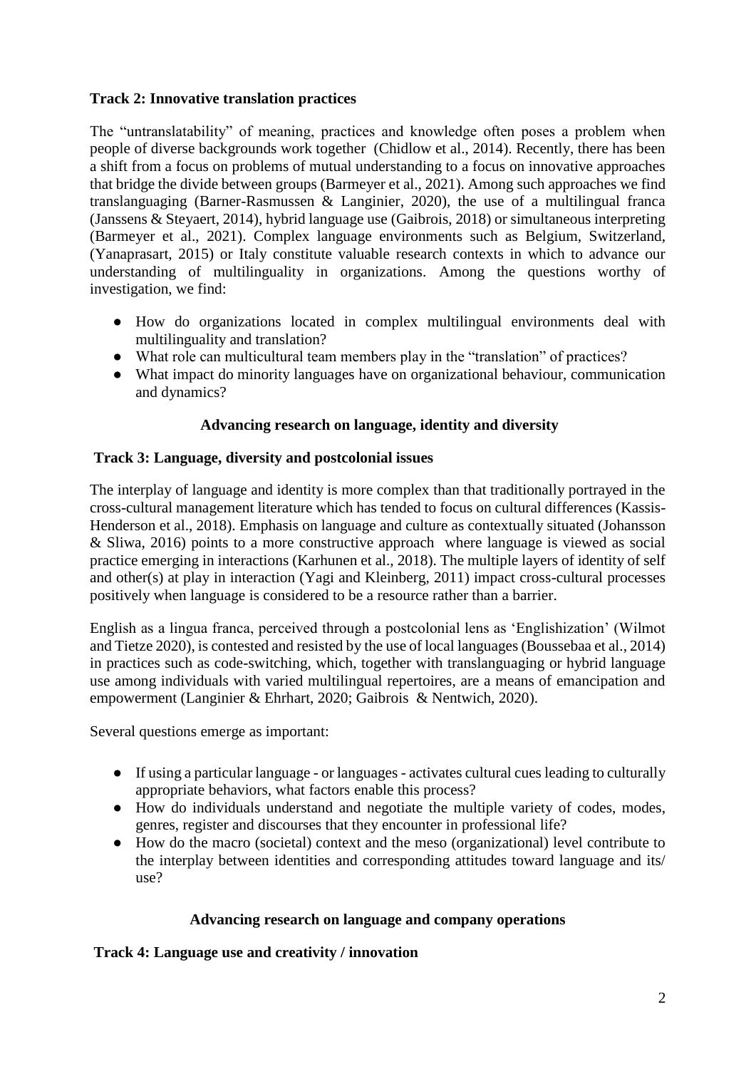**Track 2: Innovative translation practices**

The "untranslatability" of meaning, practices and knowledge often poses a problem when people of diverse backgrounds work together (Chidlow et al., 2014). Recently, there has been a shift from a focus on problems of mutual understanding to a focus on innovative approaches that bridge the divide between groups (Barmeyer et al., 2021). Among such approaches we find translanguaging (Barner-Rasmussen & Langinier, 2020), the use of a multilingual franca (Janssens & Steyaert, 2014), hybrid language use (Gaibrois, 2018) or simultaneous interpreting (Barmeyer et al., 2021). Complex language environments such as Belgium, Switzerland, (Yanaprasart, 2015) or Italy constitute valuable research contexts in which to advance our understanding of multilinguality in organizations. Among the questions worthy of investigation, we find:

- How do organizations located in complex multilingual environments deal with multilinguality and translation?
- What role can multicultural team members play in the "translation" of practices?
- What impact do minority languages have on organizational behaviour, communication and dynamics?

## Advancing research on language, identity and diversity

**Track 3: Language, diversity and postcolonial issues**

The interplay of language and identity is more complex than that traditionally portrayed in the cross-cultural management literature which has tended to focus on cultural differences (Kassis-Henderson et al., 2018). Emphasis on language and culture as contextually situated (Johansson & Sliwa, 2016) points to a more constructive approach where language is viewed as social practice emerging in interactions (Karhunen et al., 2018). The multiple layers of identity of self and other(s) at play in interaction (Yagi and Kleinberg, 2011) impact cross-cultural processes positively when language is considered to be a resource rather than a barrier.

English as a lingua franca, perceived through a postcolonial lens as 'Englishization' (Wilmot and Tietze 2020), is contested and resisted by the use of local languages (Boussebaa et al., 2014) in practices such as code-switching, which, together with translanguaging or hybrid language use among individuals with varied multilingual repertoires, are a means of emancipation and empowerment (Langinier & Ehrhart, 2020; Gaibrois & Nentwich, 2020).

Several questions emerge as important:

- If using a particular language - or languages - activates cultural cues leading to culturally appropriate behaviors, what factors enable this process?
- How do individuals understand and negotiate the multiple variety of codes, modes, genres, register and discourses that they encounter in professional life?
- How do the macro (societal) context and the meso (organizational) level contribute to the interplay between identities and corresponding attitudes toward language and its/ use?

## Advancing research on language and company operations

**Track 4: Language use and creativity / innovation**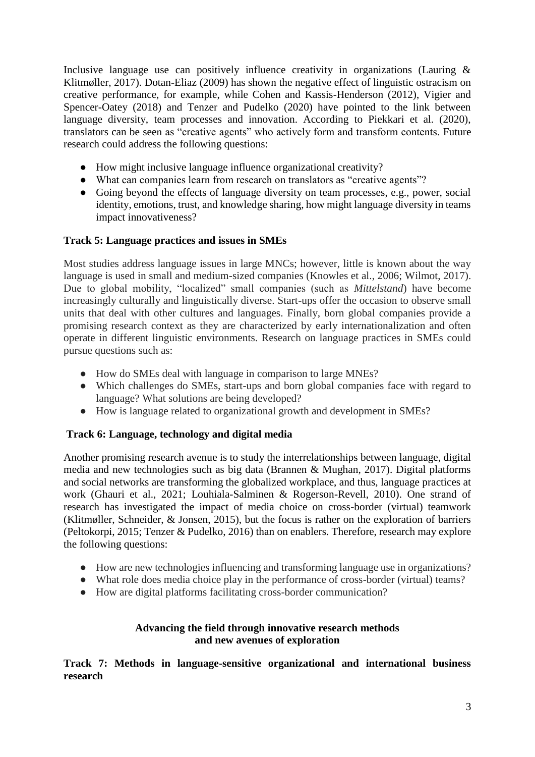Inclusive language use can positively influence creativity in organizations (Lauring & Klitmøller, 2017). Dotan-Eliaz (2009) has shown the negative effect of linguistic ostracism on creative performance, for example, while Cohen and Kassis-Henderson (2012), Vigier and Spencer-Oatey (2018) and Tenzer and Pudelko (2020) have pointed to the link between language diversity, team processes and innovation. According to Piekkari et al. (2020), translators can be seen as "creative agents" who actively form and transform contents. Future research could address the following questions:

- How might inclusive language influence organizational creativity?
- What can companies learn from research on translators as "creative agents"?
- Going beyond the effects of language diversity on team processes, e.g., power, social identity, emotions, trust, and knowledge sharing, how might language diversity in teams impact innovativeness?

**Track 5: Language practices and issues in SMEs**

Most studies address language issues in large MNCs; however, little is known about the way language is used in small and medium-sized companies (Knowles et al., 2006; Wilmot, 2017). Due to global mobility, "localized" small companies (such as *Mittelstand*) have become increasingly culturally and linguistically diverse. Start-ups offer the occasion to observe small units that deal with other cultures and languages. Finally, born global companies provide a promising research context as they are characterized by early internationalization and often operate in different linguistic environments. Research on language practices in SMEs could pursue questions such as:

- How do SMEs deal with language in comparison to large MNEs?
- Which challenges do SMEs, start-ups and born global companies face with regard to language? What solutions are being developed?
- How is language related to organizational growth and development in SMEs?

**Track 6: Language, technology and digital media**

Another promising research avenue is to study the interrelationships between language, digital media and new technologies such as big data (Brannen & Mughan, 2017). Digital platforms and social networks are transforming the globalized workplace, and thus, language practices at work (Ghauri et al., 2021; Louhiala-Salminen & Rogerson-Revell, 2010). One strand of research has investigated the impact of media choice on cross-border (virtual) teamwork (Klitmøller, Schneider, & Jonsen, 2015), but the focus is rather on the exploration of barriers (Peltokorpi, 2015; Tenzer & Pudelko, 2016) than on enablers. Therefore, research may explore the following questions:

- How are new technologies influencing and transforming language use in organizations?
- What role does media choice play in the performance of cross-border (virtual) teams?
- How are digital platforms facilitating cross-border communication?

**Advancing the field through innovative research methods and new avenues of exploration**

**Track 7: Methods in language-sensitive organizational and international business research**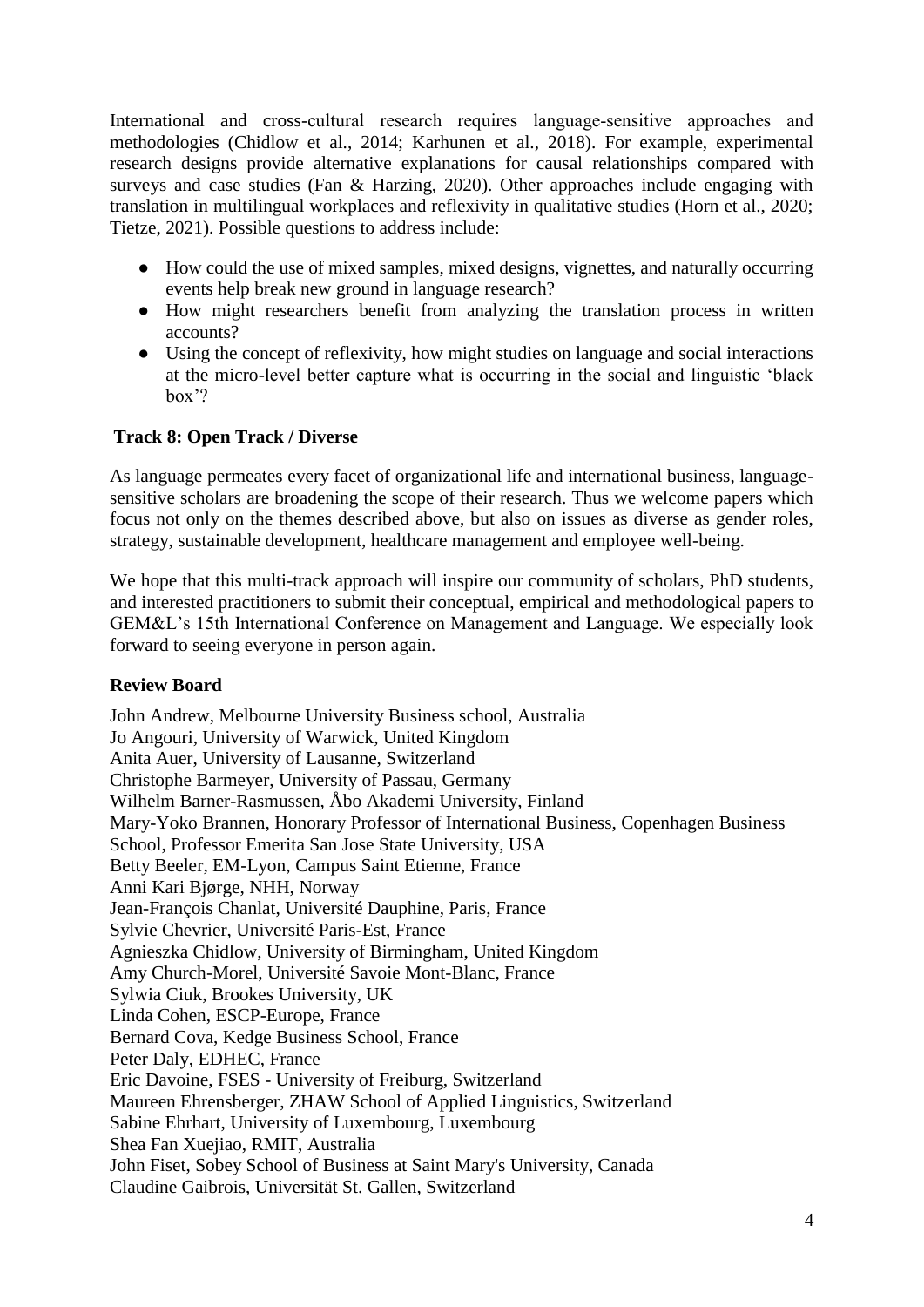International and cross-cultural research requires language-sensitive approaches and methodologies (Chidlow et al., 2014; Karhunen et al., 2018). For example, experimental research designs provide alternative explanations for causal relationships compared with surveys and case studies (Fan & Harzing, 2020). Other approaches include engaging with translation in multilingual workplaces and reflexivity in qualitative studies (Horn et al., 2020; Tietze, 2021). Possible questions to address include:

- How could the use of mixed samples, mixed designs, vignettes, and naturally occurring events help break new ground in language research?
- How might researchers benefit from analyzing the translation process in written accounts?
- Using the concept of reflexivity, how might studies on language and social interactions at the micro-level better capture what is occurring in the social and linguistic 'black box'?

### Track 8: Open Track / Diverse

As language permeates every facet of organizational life and international business, language-sensitive scholars are broadening the scope of their research. Thus we welcome papers which focus not only on the themes described above, but also on issues as diverse as gender roles, strategy, sustainable development, healthcare management and employee well-being.

We hope that this multi-track approach will inspire our community of scholars, PhD students, and interested practitioners to submit their conceptual, empirical and methodological papers to GEM&L's 15th International Conference on Management and Language. We especially look forward to seeing everyone in person again.

### Review Board

John Andrew, Melbourne University Business school, Australia
Jo Angouri, University of Warwick, United Kingdom
Anita Auer, University of Lausanne, Switzerland
Christophe Barmeyer, University of Passau, Germany
Wilhelm Barner-Rasmussen, Åbo Akademi University, Finland
Mary-Yoko Brannen, Honorary Professor of International Business, Copenhagen Business School, Professor Emerita San Jose State University, USA
Betty Beeler, EM-Lyon, Campus Saint Etienne, France
Anni Kari Bjørge, NHH, Norway
Jean-François Chanlat, Université Dauphine, Paris, France
Sylvie Chevrier, Université Paris-Est, France
Agnieszka Chidlow, University of Birmingham, United Kingdom
Amy Church-Morel, Université Savoie Mont-Blanc, France
Sylwia Ciuk, Brookes University, UK
Linda Cohen, ESCP-Europe, France
Bernard Cova, Kedge Business School, France
Peter Daly, EDHEC, France
Eric Davoine, FSES - University of Freiburg, Switzerland
Maureen Ehrensberger, ZHAW School of Applied Linguistics, Switzerland
Sabine Ehrhart, University of Luxembourg, Luxembourg
Shea Fan Xuejiao, RMIT, Australia
John Fiset, Sobey School of Business at Saint Mary's University, Canada
Claudine Gaibrois, Universität St. Gallen, Switzerland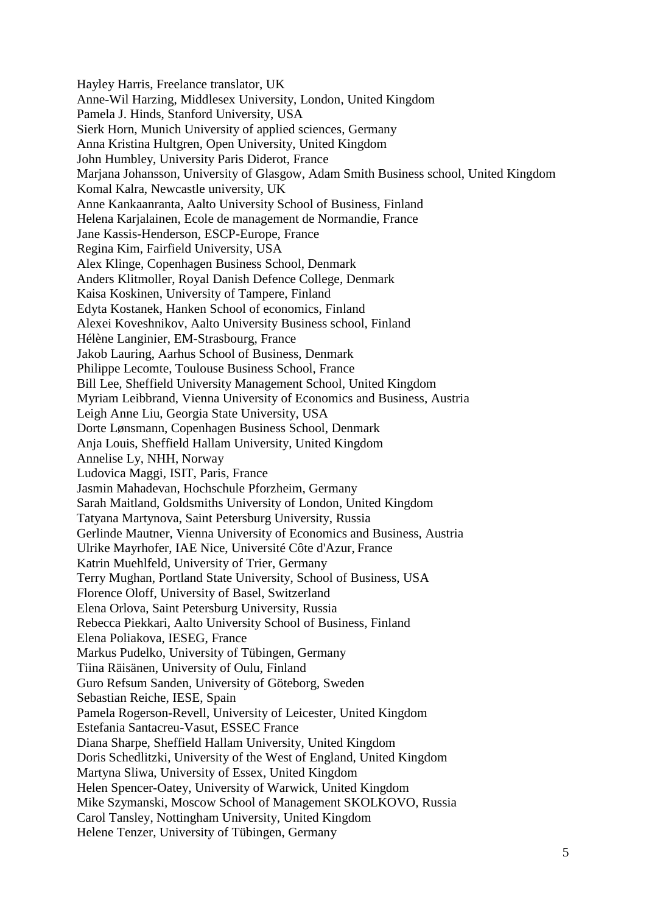Hayley Harris, Freelance translator, UK
Anne-Wil Harzing, Middlesex University, London, United Kingdom
Pamela J. Hinds, Stanford University, USA
Sierk Horn, Munich University of applied sciences, Germany
Anna Kristina Hultgren, Open University, United Kingdom
John Humbley, University Paris Diderot, France
Marjana Johansson, University of Glasgow, Adam Smith Business school, United Kingdom
Komal Kalra, Newcastle university, UK
Anne Kankaanranta, Aalto University School of Business, Finland
Helena Karjalainen, Ecole de management de Normandie, France
Jane Kassis-Henderson, ESCP-Europe, France
Regina Kim, Fairfield University, USA
Alex Klinge, Copenhagen Business School, Denmark
Anders Klitmoller, Royal Danish Defence College, Denmark
Kaisa Koskinen, University of Tampere, Finland
Edyta Kostanek, Hanken School of economics, Finland
Alexei Koveshnikov, Aalto University Business school, Finland
Hélène Langinier, EM-Strasbourg, France
Jakob Lauring, Aarhus School of Business, Denmark
Philippe Lecomte, Toulouse Business School, France
Bill Lee, Sheffield University Management School, United Kingdom
Myriam Leibbrand, Vienna University of Economics and Business, Austria
Leigh Anne Liu, Georgia State University, USA
Dorte Lønsmann, Copenhagen Business School, Denmark
Anja Louis, Sheffield Hallam University, United Kingdom
Annelise Ly, NHH, Norway
Ludovica Maggi, ISIT, Paris, France
Jasmin Mahadevan, Hochschule Pforzheim, Germany
Sarah Maitland, Goldsmiths University of London, United Kingdom
Tatyana Martynova, Saint Petersburg University, Russia
Gerlinde Mautner, Vienna University of Economics and Business, Austria
Ulrike Mayrhofer, IAE Nice, Université Côte d'Azur, France
Katrin Muehlfeld, University of Trier, Germany
Terry Mughan, Portland State University, School of Business, USA
Florence Oloff, University of Basel, Switzerland
Elena Orlova, Saint Petersburg University, Russia
Rebecca Piekkari, Aalto University School of Business, Finland
Elena Poliakova, IESEG, France
Markus Pudelko, University of Tübingen, Germany
Tiina Räisänen, University of Oulu, Finland
Guro Refsum Sanden, University of Göteborg, Sweden
Sebastian Reiche, IESE, Spain
Pamela Rogerson-Revell, University of Leicester, United Kingdom
Estefania Santacreu-Vasut, ESSEC France
Diana Sharpe, Sheffield Hallam University, United Kingdom
Doris Schedlitzki, University of the West of England, United Kingdom
Martyna Sliwa, University of Essex, United Kingdom
Helen Spencer-Oatey, University of Warwick, United Kingdom
Mike Szymanski, Moscow School of Management SKOLKOVO, Russia
Carol Tansley, Nottingham University, United Kingdom
Helene Tenzer, University of Tübingen, Germany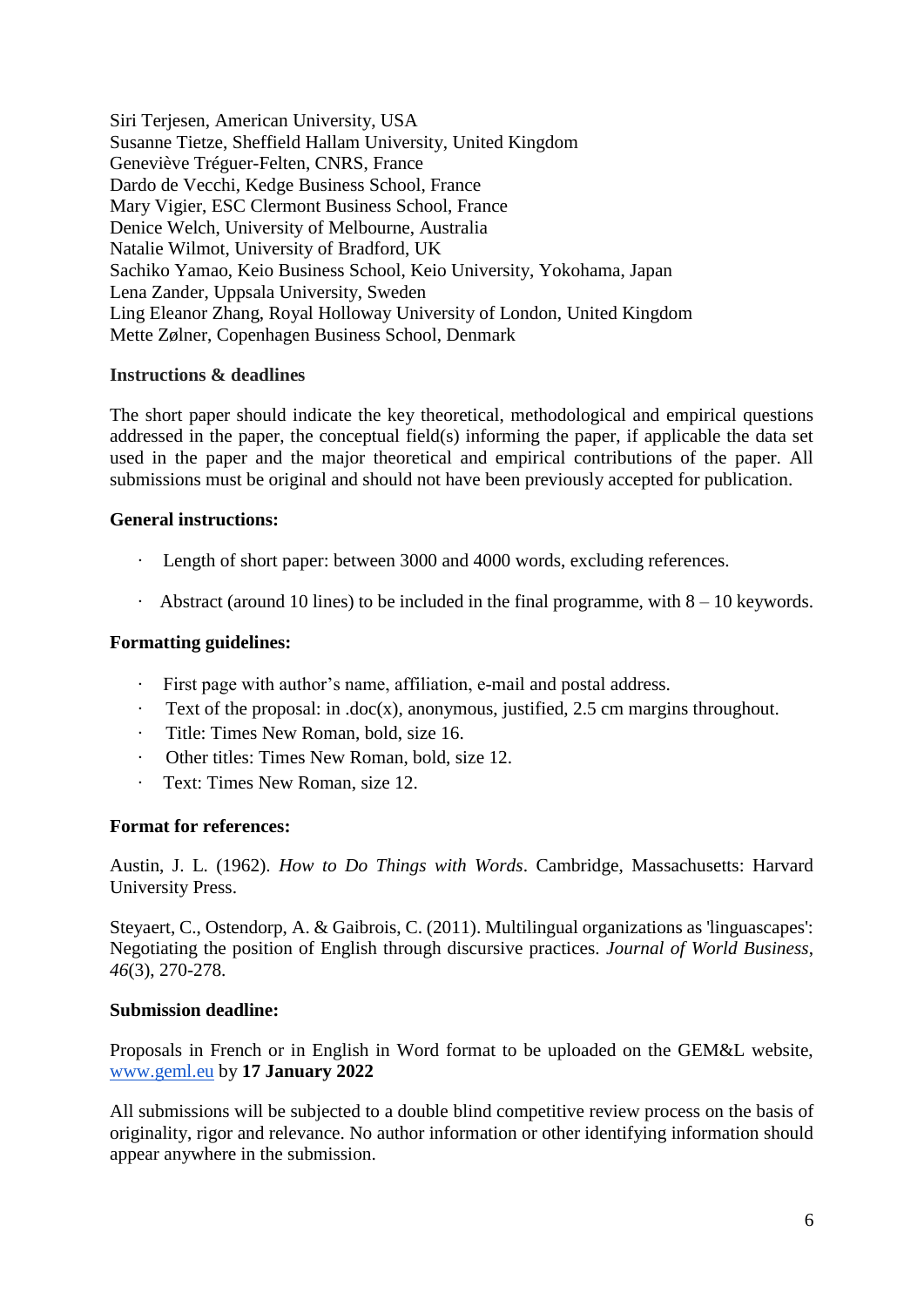Siri Terjesen, American University, USA
Susanne Tietze, Sheffield Hallam University, United Kingdom
Geneviève Tréguer-Felten, CNRS, France
Dardo de Vecchi, Kedge Business School, France
Mary Vigier, ESC Clermont Business School, France
Denice Welch, University of Melbourne, Australia
Natalie Wilmot, University of Bradford, UK
Sachiko Yamao, Keio Business School, Keio University, Yokohama, Japan
Lena Zander, Uppsala University, Sweden
Ling Eleanor Zhang, Royal Holloway University of London, United Kingdom
Mette Zølner, Copenhagen Business School, Denmark

**Instructions & deadlines**

The short paper should indicate the key theoretical, methodological and empirical questions addressed in the paper, the conceptual field(s) informing the paper, if applicable the data set used in the paper and the major theoretical and empirical contributions of the paper. All submissions must be original and should not have been previously accepted for publication.

**General instructions:**

- Length of short paper: between 3000 and 4000 words, excluding references.
- Abstract (around 10 lines) to be included in the final programme, with 8 – 10 keywords.

**Formatting guidelines:**

- First page with author's name, affiliation, e-mail and postal address.
- Text of the proposal: in .doc(x), anonymous, justified, 2.5 cm margins throughout.
- Title: Times New Roman, bold, size 16.
- Other titles: Times New Roman, bold, size 12.
- Text: Times New Roman, size 12.

**Format for references:**

Austin, J. L. (1962). *How to Do Things with Words*. Cambridge, Massachusetts: Harvard University Press.

Steyaert, C., Ostendorp, A. & Gaibrois, C. (2011). Multilingual organizations as 'linguascapes': Negotiating the position of English through discursive practices. *Journal of World Business*, *46*(3), 270-278.

**Submission deadline:**

Proposals in French or in English in Word format to be uploaded on the GEM&L website, www.geml.eu by **17 January 2022**

All submissions will be subjected to a double blind competitive review process on the basis of originality, rigor and relevance. No author information or other identifying information should appear anywhere in the submission.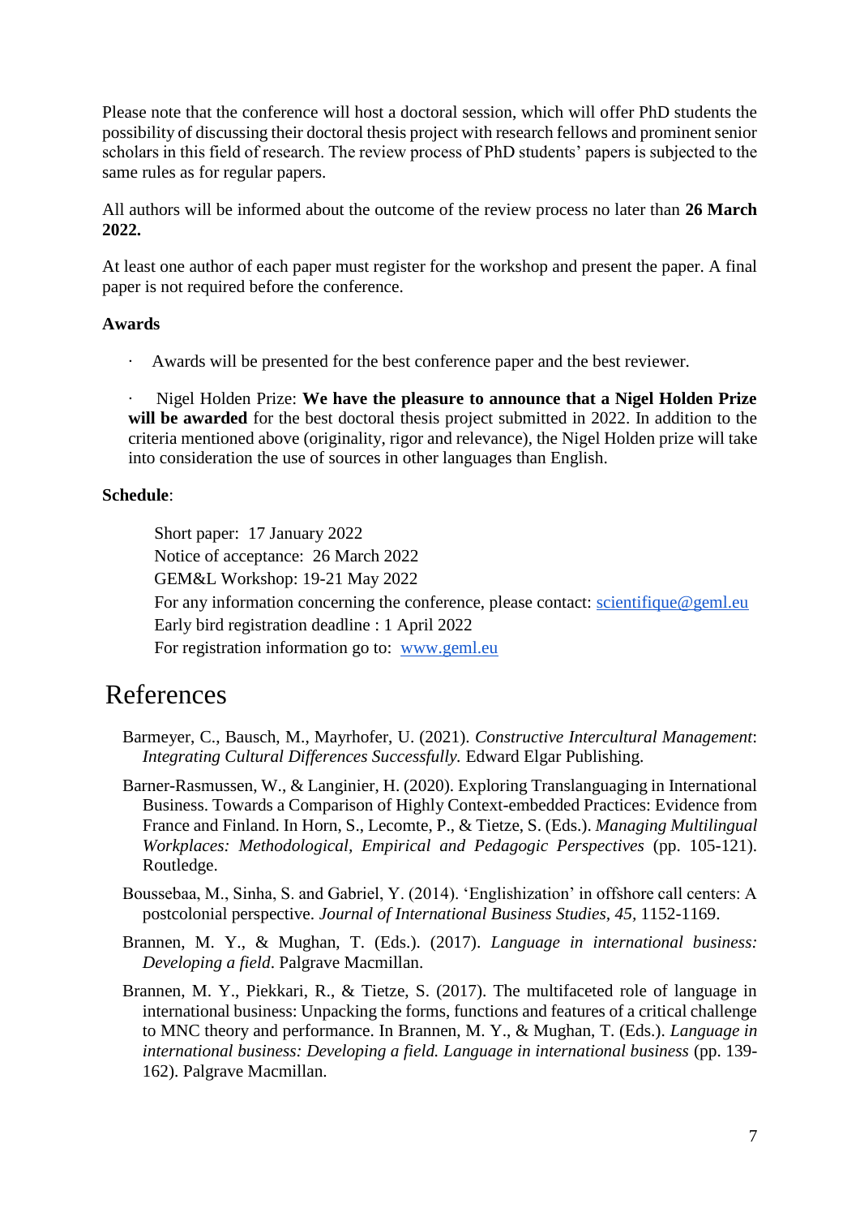Please note that the conference will host a doctoral session, which will offer PhD students the possibility of discussing their doctoral thesis project with research fellows and prominent senior scholars in this field of research. The review process of PhD students' papers is subjected to the same rules as for regular papers.

All authors will be informed about the outcome of the review process no later than **26 March 2022.**

At least one author of each paper must register for the workshop and present the paper. A final paper is not required before the conference.

**Awards**

- Awards will be presented for the best conference paper and the best reviewer.
- Nigel Holden Prize: **We have the pleasure to announce that a Nigel Holden Prize will be awarded** for the best doctoral thesis project submitted in 2022. In addition to the criteria mentioned above (originality, rigor and relevance), the Nigel Holden prize will take into consideration the use of sources in other languages than English.

**Schedule**:

Short paper: 17 January 2022
Notice of acceptance: 26 March 2022
GEM&L Workshop: 19-21 May 2022
For any information concerning the conference, please contact: scientifique@geml.eu
Early bird registration deadline : 1 April 2022
For registration information go to: www.geml.eu

# References

Barmeyer, C., Bausch, M., Mayrhofer, U. (2021). *Constructive Intercultural Management*: *Integrating Cultural Differences Successfully.* Edward Elgar Publishing.

Barner-Rasmussen, W., & Langinier, H. (2020). Exploring Translanguaging in International Business. Towards a Comparison of Highly Context-embedded Practices: Evidence from France and Finland. In Horn, S., Lecomte, P., & Tietze, S. (Eds.). *Managing Multilingual Workplaces: Methodological, Empirical and Pedagogic Perspectives* (pp. 105-121). Routledge.

Boussebaa, M., Sinha, S. and Gabriel, Y. (2014). 'Englishization' in offshore call centers: A postcolonial perspective. *Journal of International Business Studies*, *45*, 1152-1169.

Brannen, M. Y., & Mughan, T. (Eds.). (2017). *Language in international business: Developing a field*. Palgrave Macmillan.

Brannen, M. Y., Piekkari, R., & Tietze, S. (2017). The multifaceted role of language in international business: Unpacking the forms, functions and features of a critical challenge to MNC theory and performance. In Brannen, M. Y., & Mughan, T. (Eds.). *Language in international business: Developing a field. Language in international business* (pp. 139-162). Palgrave Macmillan.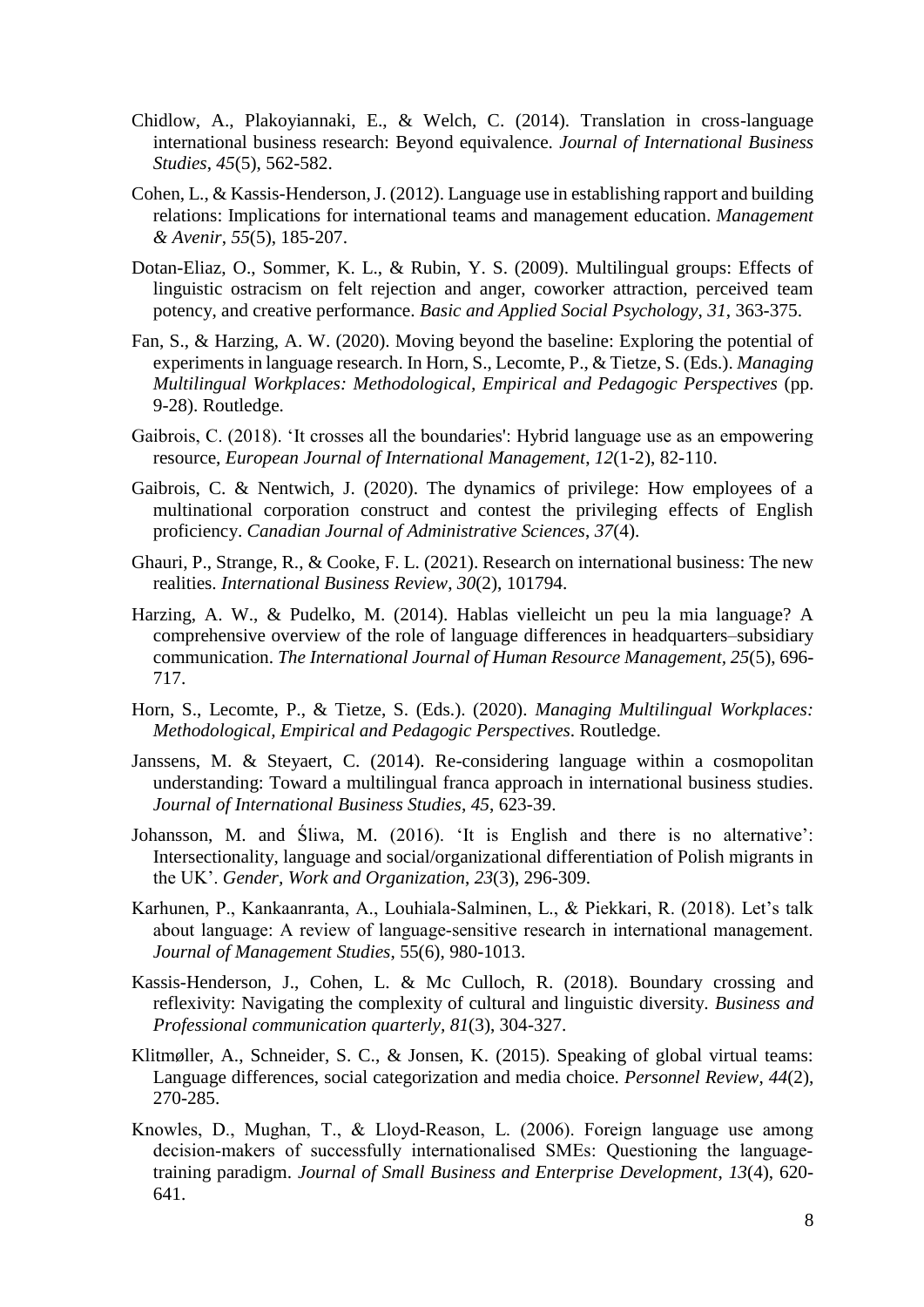Chidlow, A., Plakoyiannaki, E., & Welch, C. (2014). Translation in cross-language international business research: Beyond equivalence. *Journal of International Business Studies*, *45*(5), 562-582.

Cohen, L., & Kassis-Henderson, J. (2012). Language use in establishing rapport and building relations: Implications for international teams and management education. *Management & Avenir*, *55*(5), 185-207.

Dotan-Eliaz, O., Sommer, K. L., & Rubin, Y. S. (2009). Multilingual groups: Effects of linguistic ostracism on felt rejection and anger, coworker attraction, perceived team potency, and creative performance. *Basic and Applied Social Psychology*, *31*, 363-375.

Fan, S., & Harzing, A. W. (2020). Moving beyond the baseline: Exploring the potential of experiments in language research. In Horn, S., Lecomte, P., & Tietze, S. (Eds.). *Managing Multilingual Workplaces: Methodological, Empirical and Pedagogic Perspectives* (pp. 9-28). Routledge.

Gaibrois, C. (2018). 'It crosses all the boundaries': Hybrid language use as an empowering resource, *European Journal of International Management*, *12*(1-2), 82-110.

Gaibrois, C. & Nentwich, J. (2020). The dynamics of privilege: How employees of a multinational corporation construct and contest the privileging effects of English proficiency. *Canadian Journal of Administrative Sciences*, *37*(4).

Ghauri, P., Strange, R., & Cooke, F. L. (2021). Research on international business: The new realities. *International Business Review*, *30*(2), 101794.

Harzing, A. W., & Pudelko, M. (2014). Hablas vielleicht un peu la mia language? A comprehensive overview of the role of language differences in headquarters–subsidiary communication. *The International Journal of Human Resource Management*, *25*(5), 696-717.

Horn, S., Lecomte, P., & Tietze, S. (Eds.). (2020). *Managing Multilingual Workplaces: Methodological, Empirical and Pedagogic Perspectives*. Routledge.

Janssens, M. & Steyaert, C. (2014). Re-considering language within a cosmopolitan understanding: Toward a multilingual franca approach in international business studies. *Journal of International Business Studies*, *45*, 623-39.

Johansson, M. and Śliwa, M. (2016). 'It is English and there is no alternative': Intersectionality, language and social/organizational differentiation of Polish migrants in the UK'. *Gender, Work and Organization*, *23*(3), 296-309.

Karhunen, P., Kankaanranta, A., Louhiala-Salminen, L., & Piekkari, R. (2018). Let's talk about language: A review of language-sensitive research in international management. *Journal of Management Studies*, 55(6), 980-1013.

Kassis-Henderson, J., Cohen, L. & Mc Culloch, R. (2018). Boundary crossing and reflexivity: Navigating the complexity of cultural and linguistic diversity. *Business and Professional communication quarterly*, *81*(3), 304-327.

Klitmøller, A., Schneider, S. C., & Jonsen, K. (2015). Speaking of global virtual teams: Language differences, social categorization and media choice. *Personnel Review*, *44*(2), 270-285.

Knowles, D., Mughan, T., & Lloyd-Reason, L. (2006). Foreign language use among decision-makers of successfully internationalised SMEs: Questioning the language-training paradigm. *Journal of Small Business and Enterprise Development*, *13*(4), 620-641.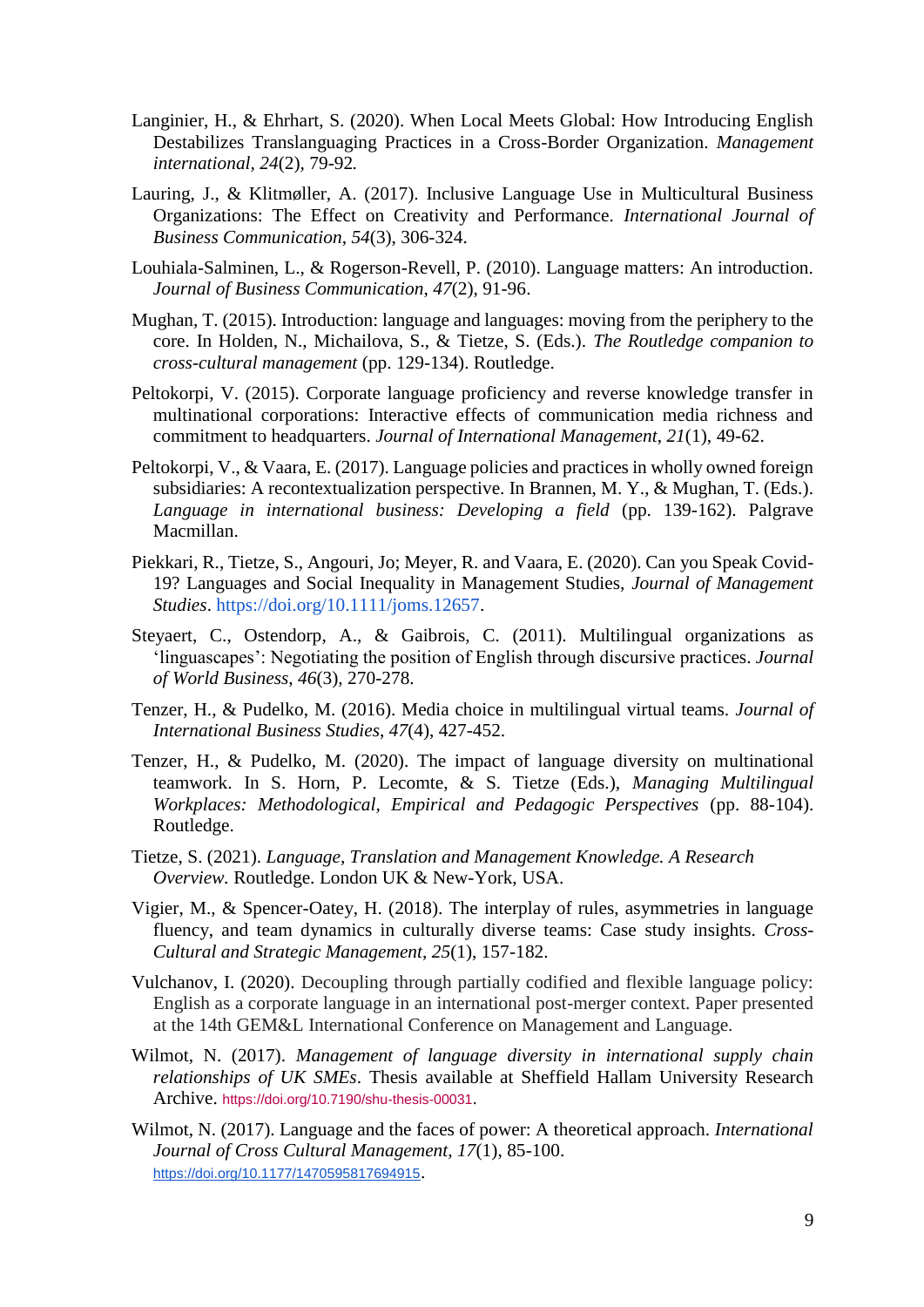Langinier, H., & Ehrhart, S. (2020). When Local Meets Global: How Introducing English Destabilizes Translanguaging Practices in a Cross-Border Organization. *Management international*, *24*(2), 79-92.

Lauring, J., & Klitmøller, A. (2017). Inclusive Language Use in Multicultural Business Organizations: The Effect on Creativity and Performance. *International Journal of Business Communication*, *54*(3), 306-324.

Louhiala-Salminen, L., & Rogerson-Revell, P. (2010). Language matters: An introduction. *Journal of Business Communication*, *47*(2), 91-96.

Mughan, T. (2015). Introduction: language and languages: moving from the periphery to the core. In Holden, N., Michailova, S., & Tietze, S. (Eds.). *The Routledge companion to cross-cultural management* (pp. 129-134). Routledge.

Peltokorpi, V. (2015). Corporate language proficiency and reverse knowledge transfer in multinational corporations: Interactive effects of communication media richness and commitment to headquarters. *Journal of International Management*, *21*(1), 49-62.

Peltokorpi, V., & Vaara, E. (2017). Language policies and practices in wholly owned foreign subsidiaries: A recontextualization perspective. In Brannen, M. Y., & Mughan, T. (Eds.). *Language in international business: Developing a field* (pp. 139-162). Palgrave Macmillan.

Piekkari, R., Tietze, S., Angouri, Jo; Meyer, R. and Vaara, E. (2020). Can you Speak Covid-19? Languages and Social Inequality in Management Studies, *Journal of Management Studies*. https://doi.org/10.1111/joms.12657.

Steyaert, C., Ostendorp, A., & Gaibrois, C. (2011). Multilingual organizations as 'linguascapes': Negotiating the position of English through discursive practices. *Journal of World Business*, *46*(3), 270-278.

Tenzer, H., & Pudelko, M. (2016). Media choice in multilingual virtual teams. *Journal of International Business Studies*, *47*(4), 427-452.

Tenzer, H., & Pudelko, M. (2020). The impact of language diversity on multinational teamwork. In S. Horn, P. Lecomte, & S. Tietze (Eds.), *Managing Multilingual Workplaces: Methodological, Empirical and Pedagogic Perspectives* (pp. 88-104). Routledge.

Tietze, S. (2021). *Language, Translation and Management Knowledge. A Research Overview.* Routledge. London UK & New-York, USA.

Vigier, M., & Spencer-Oatey, H. (2018). The interplay of rules, asymmetries in language fluency, and team dynamics in culturally diverse teams: Case study insights. *Cross-Cultural and Strategic Management*, *25*(1), 157-182.

Vulchanov, I. (2020). Decoupling through partially codified and flexible language policy: English as a corporate language in an international post-merger context. Paper presented at the 14th GEM&L International Conference on Management and Language.

Wilmot, N. (2017). *Management of language diversity in international supply chain relationships of UK SMEs*. Thesis available at Sheffield Hallam University Research Archive. https://doi.org/10.7190/shu-thesis-00031.

Wilmot, N. (2017). Language and the faces of power: A theoretical approach. *International Journal of Cross Cultural Management*, *17*(1), 85-100. https://doi.org/10.1177/1470595817694915.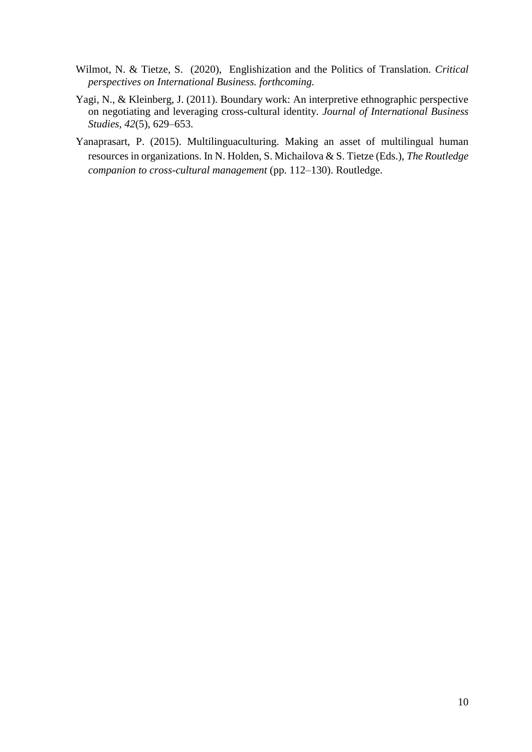Wilmot, N. & Tietze, S. (2020), Englishization and the Politics of Translation. *Critical perspectives on International Business. forthcoming.*

Yagi, N., & Kleinberg, J. (2011). Boundary work: An interpretive ethnographic perspective on negotiating and leveraging cross-cultural identity. *Journal of International Business Studies, 42*(5), 629–653.

Yanaprasart, P. (2015). Multilinguaculturing. Making an asset of multilingual human resources in organizations. In N. Holden, S. Michailova & S. Tietze (Eds.), *The Routledge companion to cross-cultural management* (pp. 112–130). Routledge.